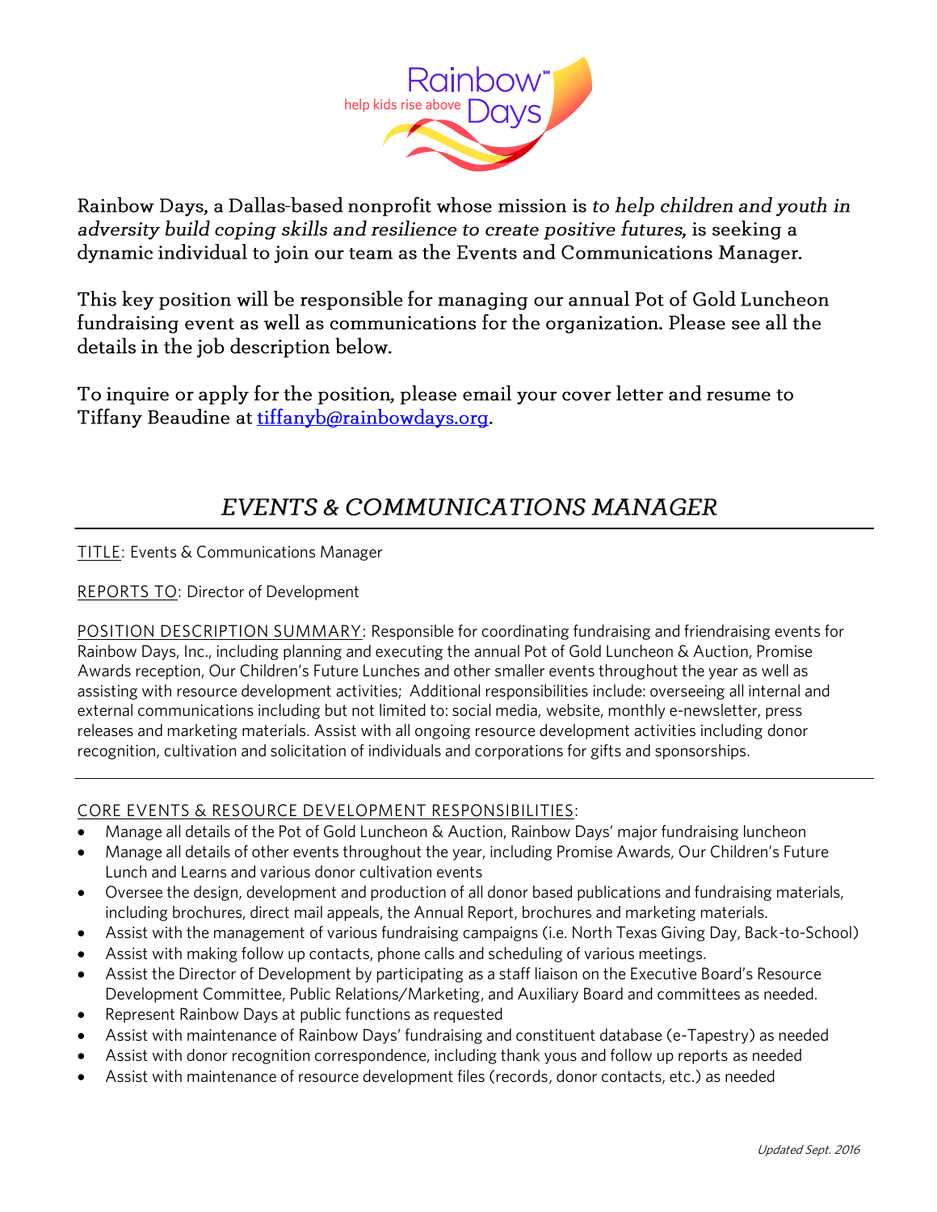Rainbow Days, a Dallas-based nonprofit whose mission is *to help children and youth in adversity build coping skills and resilience to create positive futures*, is seeking a dynamic individual to join our team as the Events and Communications Manager.

This key position will be responsible for managing our annual Pot of Gold Luncheon fundraising event as well as communications for the organization. Please see all the details in the job description below.

To inquire or apply for the position, please email your cover letter and resume to Tiffany Beaudine at [tiffanyb@rainbowdays.org](mailto:tiffanyb@rainbowdays.org).

# *EVENTS & COMMUNICATIONS MANAGER*

TITLE: Events & Communications Manager

REPORTS TO: Director of Development

POSITION DESCRIPTION SUMMARY: Responsible for coordinating fundraising and friendraising events for Rainbow Days, Inc., including planning and executing the annual Pot of Gold Luncheon & Auction, Promise Awards reception, Our Children's Future Lunches and other smaller events throughout the year as well as assisting with resource development activities; Additional responsibilities include: overseeing all internal and external communications including but not limited to: social media, website, monthly e-newsletter, press releases and marketing materials. Assist with all ongoing resource development activities including donor recognition, cultivation and solicitation of individuals and corporations for gifts and sponsorships.

---

CORE EVENTS & RESOURCE DEVELOPMENT RESPONSIBILITIES:

- Manage all details of the Pot of Gold Luncheon & Auction, Rainbow Days' major fundraising luncheon
- Manage all details of other events throughout the year, including Promise Awards, Our Children's Future Lunch and Learns and various donor cultivation events
- Oversee the design, development and production of all donor based publications and fundraising materials, including brochures, direct mail appeals, the Annual Report, brochures and marketing materials.
- Assist with the management of various fundraising campaigns (i.e. North Texas Giving Day, Back-to-School)
- Assist with making follow up contacts, phone calls and scheduling of various meetings.
- Assist the Director of Development by participating as a staff liaison on the Executive Board's Resource Development Committee, Public Relations/Marketing, and Auxiliary Board and committees as needed.
- Represent Rainbow Days at public functions as requested
- Assist with maintenance of Rainbow Days' fundraising and constituent database (e-Tapestry) as needed
- Assist with donor recognition correspondence, including thank yous and follow up reports as needed
- Assist with maintenance of resource development files (records, donor contacts, etc.) as needed

*Updated Sept. 2016*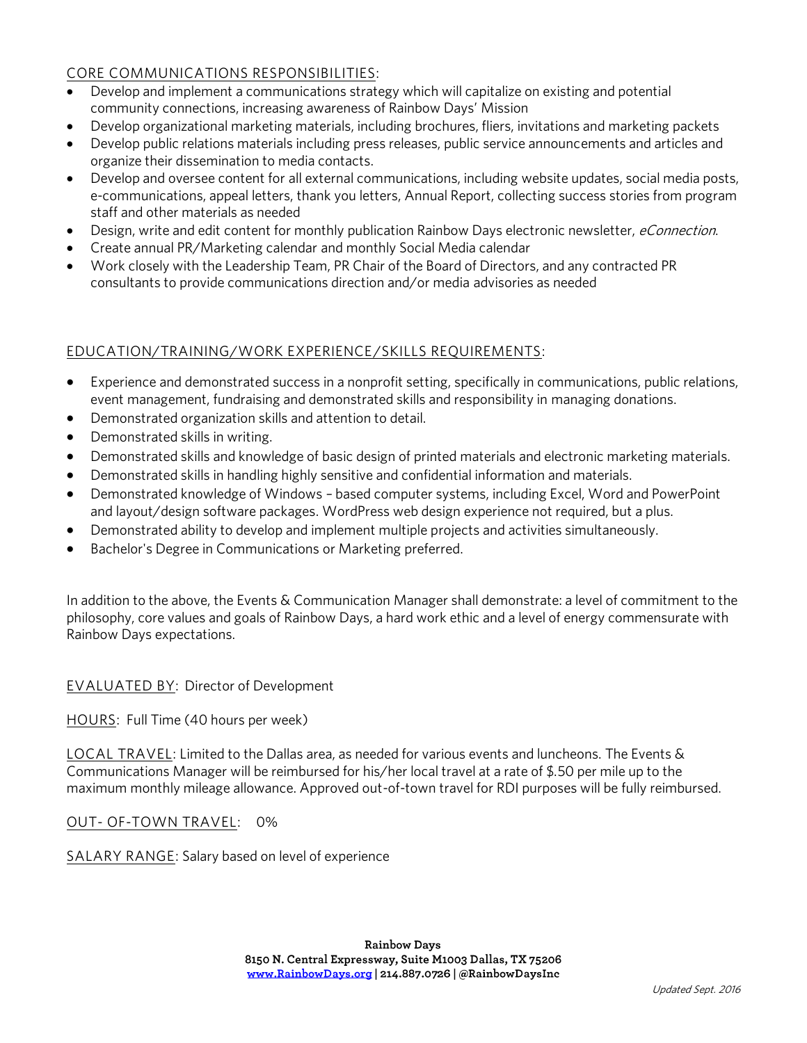CORE COMMUNICATIONS RESPONSIBILITIES:

- Develop and implement a communications strategy which will capitalize on existing and potential community connections, increasing awareness of Rainbow Days' Mission
- Develop organizational marketing materials, including brochures, fliers, invitations and marketing packets
- Develop public relations materials including press releases, public service announcements and articles and organize their dissemination to media contacts.
- Develop and oversee content for all external communications, including website updates, social media posts, e-communications, appeal letters, thank you letters, Annual Report, collecting success stories from program staff and other materials as needed
- Design, write and edit content for monthly publication Rainbow Days electronic newsletter, *eConnection*.
- Create annual PR/Marketing calendar and monthly Social Media calendar
- Work closely with the Leadership Team, PR Chair of the Board of Directors, and any contracted PR consultants to provide communications direction and/or media advisories as needed

EDUCATION/TRAINING/WORK EXPERIENCE/SKILLS REQUIREMENTS:

- Experience and demonstrated success in a nonprofit setting, specifically in communications, public relations, event management, fundraising and demonstrated skills and responsibility in managing donations.
- Demonstrated organization skills and attention to detail.
- Demonstrated skills in writing.
- Demonstrated skills and knowledge of basic design of printed materials and electronic marketing materials.
- Demonstrated skills in handling highly sensitive and confidential information and materials.
- Demonstrated knowledge of Windows – based computer systems, including Excel, Word and PowerPoint and layout/design software packages. WordPress web design experience not required, but a plus.
- Demonstrated ability to develop and implement multiple projects and activities simultaneously.
- Bachelor's Degree in Communications or Marketing preferred.

In addition to the above, the Events & Communication Manager shall demonstrate: a level of commitment to the philosophy, core values and goals of Rainbow Days, a hard work ethic and a level of energy commensurate with Rainbow Days expectations.

EVALUATED BY: Director of Development

HOURS: Full Time (40 hours per week)

LOCAL TRAVEL: Limited to the Dallas area, as needed for various events and luncheons. The Events & Communications Manager will be reimbursed for his/her local travel at a rate of $.50 per mile up to the maximum monthly mileage allowance. Approved out-of-town travel for RDI purposes will be fully reimbursed.

OUT- OF-TOWN TRAVEL: 0%

SALARY RANGE: Salary based on level of experience

**Rainbow Days**
**8150 N. Central Expressway, Suite M1003 Dallas, TX 75206**
**www.RainbowDays.org | 214.887.0726 | @RainbowDaysInc**

*Updated Sept. 2016*